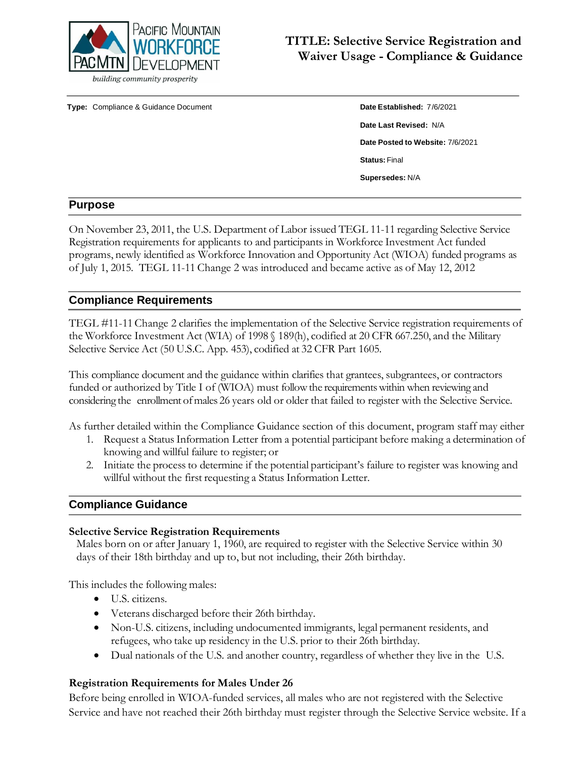Pacific Mountain Workforce Development

building community prosperity

# TITLE: Selective Service Registration and Waiver Usage - Compliance & Guidance

**Type:** Compliance & Guidance Document

**Date Established:** 7/6/2021

**Date Last Revised:** N/A

**Date Posted to Website:** 7/6/2021

**Status:** Final

**Supersedes:** N/A

## Purpose

On November 23, 2011, the U.S. Department of Labor issued TEGL 11-11 regarding Selective Service Registration requirements for applicants to and participants in Workforce Investment Act funded programs, newly identified as Workforce Innovation and Opportunity Act (WIOA) funded programs as of July 1, 2015. TEGL 11-11 Change 2 was introduced and became active as of May 12, 2012

## Compliance Requirements

TEGL #11-11 Change 2 clarifies the implementation of the Selective Service registration requirements of the Workforce Investment Act (WIA) of 1998 § 189(h), codified at 20 CFR 667.250, and the Military Selective Service Act (50 U.S.C. App. 453), codified at 32 CFR Part 1605.

This compliance document and the guidance within clarifies that grantees, subgrantees, or contractors funded or authorized by Title I of (WIOA) must follow the requirements within when reviewing and considering the enrollment of males 26 years old or older that failed to register with the Selective Service.

As further detailed within the Compliance Guidance section of this document, program staff may either

1. Request a Status Information Letter from a potential participant before making a determination of knowing and willful failure to register; or
2. Initiate the process to determine if the potential participant's failure to register was knowing and willful without the first requesting a Status Information Letter.

## Compliance Guidance

### Selective Service Registration Requirements

Males born on or after January 1, 1960, are required to register with the Selective Service within 30 days of their 18th birthday and up to, but not including, their 26th birthday.

This includes the following males:

- U.S. citizens.
- Veterans discharged before their 26th birthday.
- Non-U.S. citizens, including undocumented immigrants, legal permanent residents, and refugees, who take up residency in the U.S. prior to their 26th birthday.
- Dual nationals of the U.S. and another country, regardless of whether they live in the U.S.

### Registration Requirements for Males Under 26

Before being enrolled in WIOA-funded services, all males who are not registered with the Selective Service and have not reached their 26th birthday must register through the Selective Service website. If a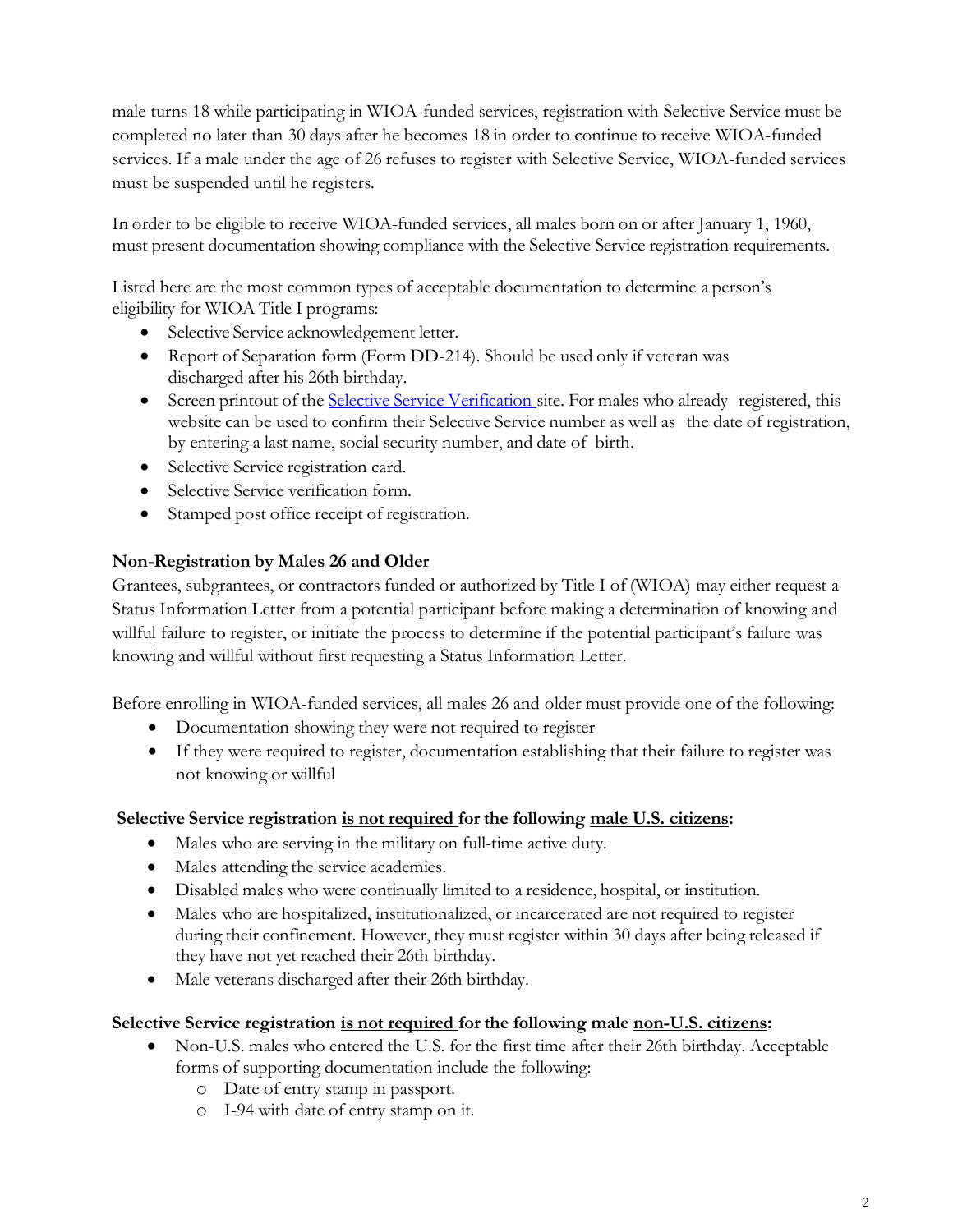male turns 18 while participating in WIOA-funded services, registration with Selective Service must be completed no later than 30 days after he becomes 18 in order to continue to receive WIOA-funded services. If a male under the age of 26 refuses to register with Selective Service, WIOA-funded services must be suspended until he registers.

In order to be eligible to receive WIOA-funded services, all males born on or after January 1, 1960, must present documentation showing compliance with the Selective Service registration requirements.

Listed here are the most common types of acceptable documentation to determine a person's eligibility for WIOA Title I programs:

- Selective Service acknowledgement letter.
- Report of Separation form (Form DD-214). Should be used only if veteran was discharged after his 26th birthday.
- Screen printout of the Selective Service Verification site. For males who already registered, this website can be used to confirm their Selective Service number as well as the date of registration, by entering a last name, social security number, and date of birth.
- Selective Service registration card.
- Selective Service verification form.
- Stamped post office receipt of registration.

### Non-Registration by Males 26 and Older

Grantees, subgrantees, or contractors funded or authorized by Title I of (WIOA) may either request a Status Information Letter from a potential participant before making a determination of knowing and willful failure to register, or initiate the process to determine if the potential participant's failure was knowing and willful without first requesting a Status Information Letter.

Before enrolling in WIOA-funded services, all males 26 and older must provide one of the following:

- Documentation showing they were not required to register
- If they were required to register, documentation establishing that their failure to register was not knowing or willful

**Selective Service registration <u>is not required</u> for the following <u>male U.S. citizens</u>:**

- Males who are serving in the military on full-time active duty.
- Males attending the service academies.
- Disabled males who were continually limited to a residence, hospital, or institution.
- Males who are hospitalized, institutionalized, or incarcerated are not required to register during their confinement. However, they must register within 30 days after being released if they have not yet reached their 26th birthday.
- Male veterans discharged after their 26th birthday.

**Selective Service registration <u>is not required</u> for the following male <u>non-U.S. citizens</u>:**

- Non-U.S. males who entered the U.S. for the first time after their 26th birthday. Acceptable forms of supporting documentation include the following:
  - Date of entry stamp in passport.
  - I-94 with date of entry stamp on it.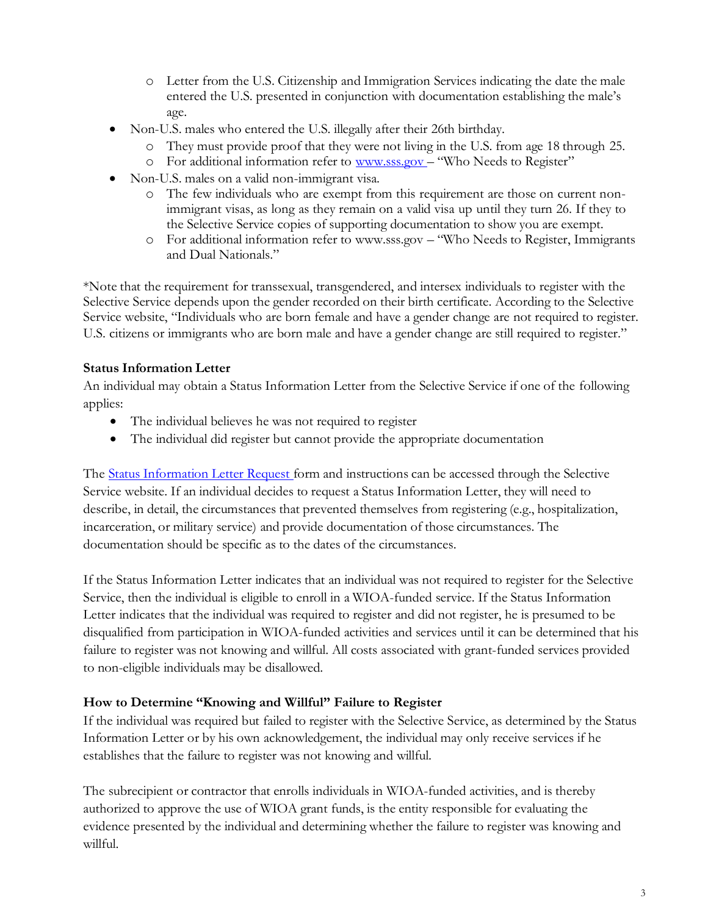- Letter from the U.S. Citizenship and Immigration Services indicating the date the male entered the U.S. presented in conjunction with documentation establishing the male's age.
- Non-U.S. males who entered the U.S. illegally after their 26th birthday.
  - They must provide proof that they were not living in the U.S. from age 18 through 25.
  - For additional information refer to [www.sss.gov](www.sss.gov) – "Who Needs to Register"
- Non-U.S. males on a valid non-immigrant visa.
  - The few individuals who are exempt from this requirement are those on current non-immigrant visas, as long as they remain on a valid visa up until they turn 26. If they to the Selective Service copies of supporting documentation to show you are exempt.
  - For additional information refer to www.sss.gov – "Who Needs to Register, Immigrants and Dual Nationals."

*Note that the requirement for transsexual, transgendered, and intersex individuals to register with the Selective Service depends upon the gender recorded on their birth certificate. According to the Selective Service website, "Individuals who are born female and have a gender change are not required to register. U.S. citizens or immigrants who are born male and have a gender change are still required to register."

### Status Information Letter

An individual may obtain a Status Information Letter from the Selective Service if one of the following applies:

- The individual believes he was not required to register
- The individual did register but cannot provide the appropriate documentation

The Status Information Letter Request form and instructions can be accessed through the Selective Service website. If an individual decides to request a Status Information Letter, they will need to describe, in detail, the circumstances that prevented themselves from registering (e.g., hospitalization, incarceration, or military service) and provide documentation of those circumstances. The documentation should be specific as to the dates of the circumstances.

If the Status Information Letter indicates that an individual was not required to register for the Selective Service, then the individual is eligible to enroll in a WIOA-funded service. If the Status Information Letter indicates that the individual was required to register and did not register, he is presumed to be disqualified from participation in WIOA-funded activities and services until it can be determined that his failure to register was not knowing and willful. All costs associated with grant-funded services provided to non-eligible individuals may be disallowed.

### How to Determine "Knowing and Willful" Failure to Register

If the individual was required but failed to register with the Selective Service, as determined by the Status Information Letter or by his own acknowledgement, the individual may only receive services if he establishes that the failure to register was not knowing and willful.

The subrecipient or contractor that enrolls individuals in WIOA-funded activities, and is thereby authorized to approve the use of WIOA grant funds, is the entity responsible for evaluating the evidence presented by the individual and determining whether the failure to register was knowing and willful.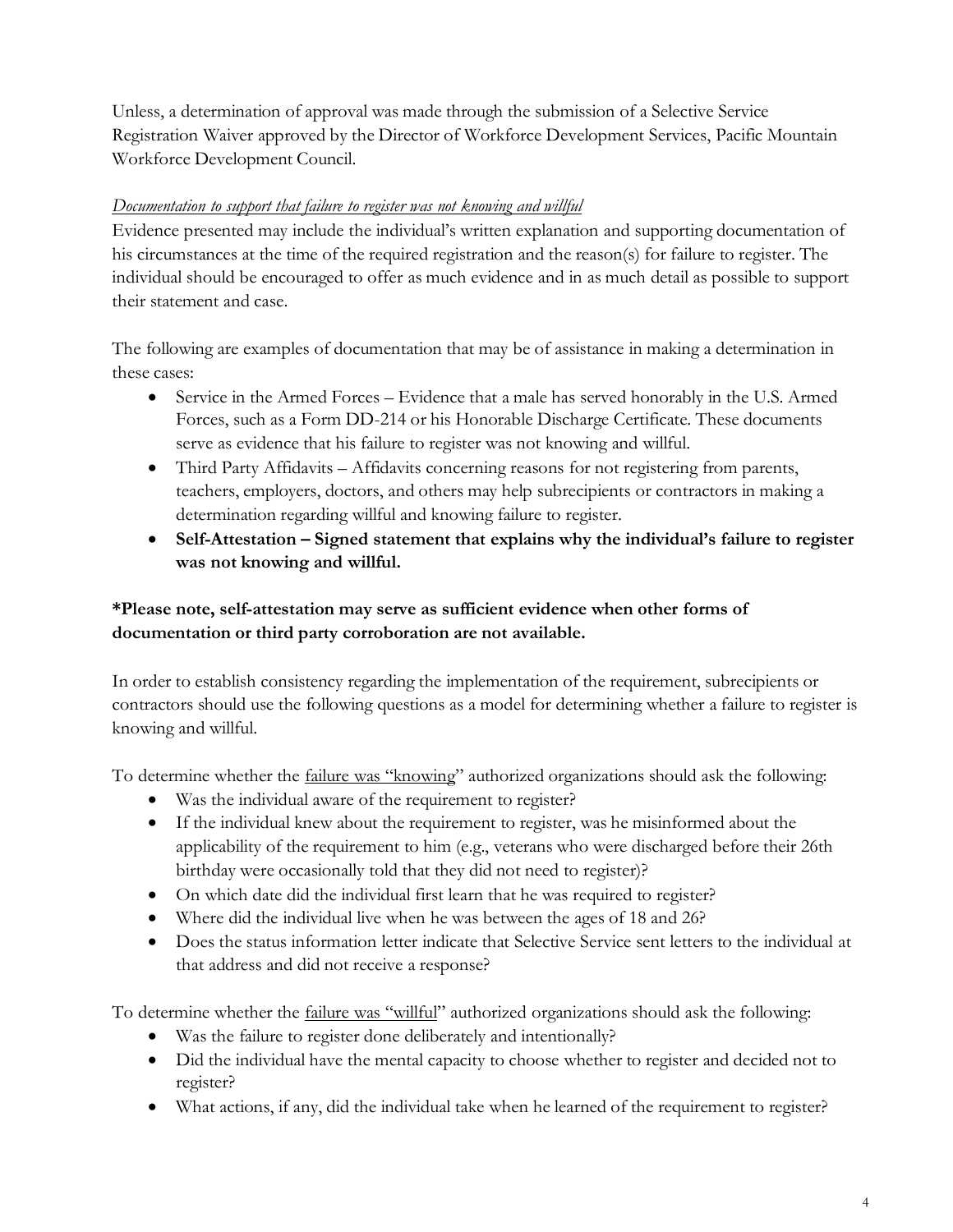Unless, a determination of approval was made through the submission of a Selective Service Registration Waiver approved by the Director of Workforce Development Services, Pacific Mountain Workforce Development Council.

*Documentation to support that failure to register was not knowing and willful*

Evidence presented may include the individual's written explanation and supporting documentation of his circumstances at the time of the required registration and the reason(s) for failure to register. The individual should be encouraged to offer as much evidence and in as much detail as possible to support their statement and case.

The following are examples of documentation that may be of assistance in making a determination in these cases:

- Service in the Armed Forces – Evidence that a male has served honorably in the U.S. Armed Forces, such as a Form DD-214 or his Honorable Discharge Certificate. These documents serve as evidence that his failure to register was not knowing and willful.
- Third Party Affidavits – Affidavits concerning reasons for not registering from parents, teachers, employers, doctors, and others may help subrecipients or contractors in making a determination regarding willful and knowing failure to register.
- **Self-Attestation – Signed statement that explains why the individual's failure to register was not knowing and willful.**

**\*Please note, self-attestation may serve as sufficient evidence when other forms of documentation or third party corroboration are not available.**

In order to establish consistency regarding the implementation of the requirement, subrecipients or contractors should use the following questions as a model for determining whether a failure to register is knowing and willful.

To determine whether the failure was "knowing" authorized organizations should ask the following:

- Was the individual aware of the requirement to register?
- If the individual knew about the requirement to register, was he misinformed about the applicability of the requirement to him (e.g., veterans who were discharged before their 26th birthday were occasionally told that they did not need to register)?
- On which date did the individual first learn that he was required to register?
- Where did the individual live when he was between the ages of 18 and 26?
- Does the status information letter indicate that Selective Service sent letters to the individual at that address and did not receive a response?

To determine whether the failure was "willful" authorized organizations should ask the following:

- Was the failure to register done deliberately and intentionally?
- Did the individual have the mental capacity to choose whether to register and decided not to register?
- What actions, if any, did the individual take when he learned of the requirement to register?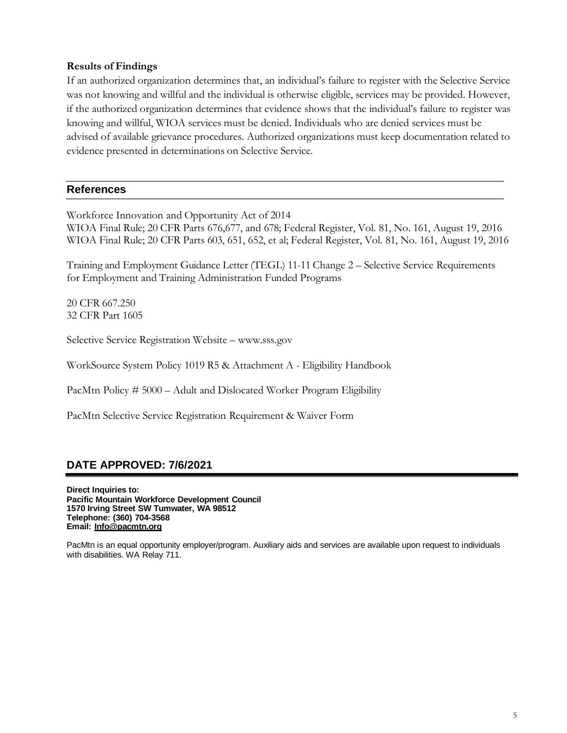**Results of Findings**

If an authorized organization determines that, an individual's failure to register with the Selective Service was not knowing and willful and the individual is otherwise eligible, services may be provided. However, if the authorized organization determines that evidence shows that the individual's failure to register was knowing and willful, WIOA services must be denied. Individuals who are denied services must be advised of available grievance procedures. Authorized organizations must keep documentation related to evidence presented in determinations on Selective Service.

## References

Workforce Innovation and Opportunity Act of 2014
WIOA Final Rule; 20 CFR Parts 676,677, and 678; Federal Register, Vol. 81, No. 161, August 19, 2016
WIOA Final Rule; 20 CFR Parts 603, 651, 652, et al; Federal Register, Vol. 81, No. 161, August 19, 2016

Training and Employment Guidance Letter (TEGL) 11-11 Change 2 – Selective Service Requirements for Employment and Training Administration Funded Programs

20 CFR 667.250
32 CFR Part 1605

Selective Service Registration Website – www.sss.gov

WorkSource System Policy 1019 R5 & Attachment A - Eligibility Handbook

PacMtn Policy # 5000 – Adult and Dislocated Worker Program Eligibility

PacMtn Selective Service Registration Requirement & Waiver Form

## DATE APPROVED: 7/6/2021

**Direct Inquiries to:**
**Pacific Mountain Workforce Development Council**
**1570 Irving Street SW Tumwater, WA 98512**
**Telephone: (360) 704-3568**
**Email: Info@pacmtn.org**

PacMtn is an equal opportunity employer/program. Auxiliary aids and services are available upon request to individuals with disabilities. WA Relay 711.